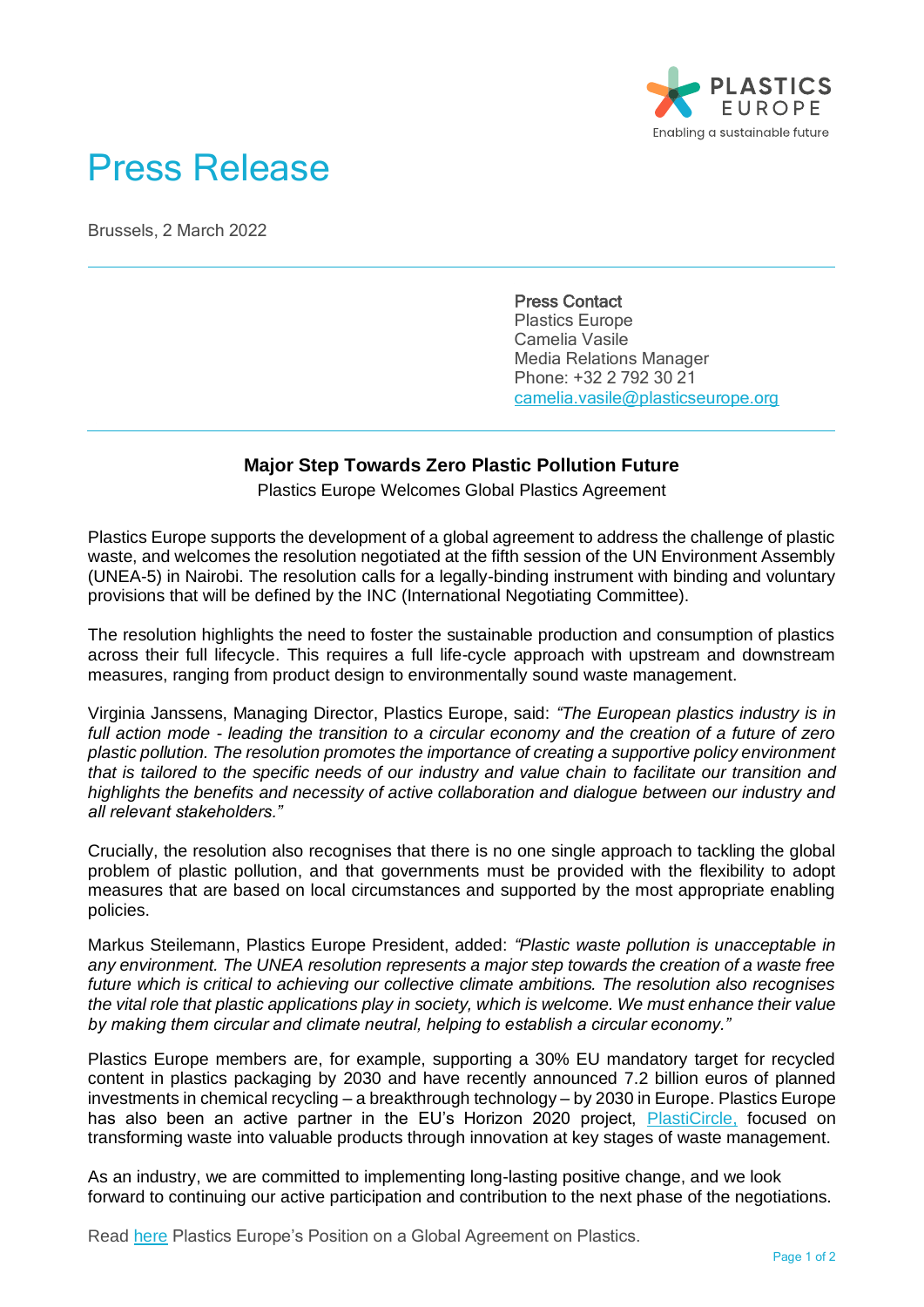# Press Release

Brussels, 2 March 2022

---

**Press Contact**
Plastics Europe
Camelia Vasile
Media Relations Manager
Phone: +32 2 792 30 21
camelia.vasile@plasticseurope.org

---

## Major Step Towards Zero Plastic Pollution Future

Plastics Europe Welcomes Global Plastics Agreement

Plastics Europe supports the development of a global agreement to address the challenge of plastic waste, and welcomes the resolution negotiated at the fifth session of the UN Environment Assembly (UNEA-5) in Nairobi. The resolution calls for a legally-binding instrument with binding and voluntary provisions that will be defined by the INC (International Negotiating Committee).

The resolution highlights the need to foster the sustainable production and consumption of plastics across their full lifecycle. This requires a full life-cycle approach with upstream and downstream measures, ranging from product design to environmentally sound waste management.

Virginia Janssens, Managing Director, Plastics Europe, said: *"The European plastics industry is in full action mode - leading the transition to a circular economy and the creation of a future of zero plastic pollution. The resolution promotes the importance of creating a supportive policy environment that is tailored to the specific needs of our industry and value chain to facilitate our transition and highlights the benefits and necessity of active collaboration and dialogue between our industry and all relevant stakeholders."*

Crucially, the resolution also recognises that there is no one single approach to tackling the global problem of plastic pollution, and that governments must be provided with the flexibility to adopt measures that are based on local circumstances and supported by the most appropriate enabling policies.

Markus Steilemann, Plastics Europe President, added: *"Plastic waste pollution is unacceptable in any environment. The UNEA resolution represents a major step towards the creation of a waste free future which is critical to achieving our collective climate ambitions. The resolution also recognises the vital role that plastic applications play in society, which is welcome. We must enhance their value by making them circular and climate neutral, helping to establish a circular economy."*

Plastics Europe members are, for example, supporting a 30% EU mandatory target for recycled content in plastics packaging by 2030 and have recently announced 7.2 billion euros of planned investments in chemical recycling – a breakthrough technology – by 2030 in Europe. Plastics Europe has also been an active partner in the EU's Horizon 2020 project, PlastiCircle, focused on transforming waste into valuable products through innovation at key stages of waste management.

As an industry, we are committed to implementing long-lasting positive change, and we look forward to continuing our active participation and contribution to the next phase of the negotiations.

Read here Plastics Europe's Position on a Global Agreement on Plastics.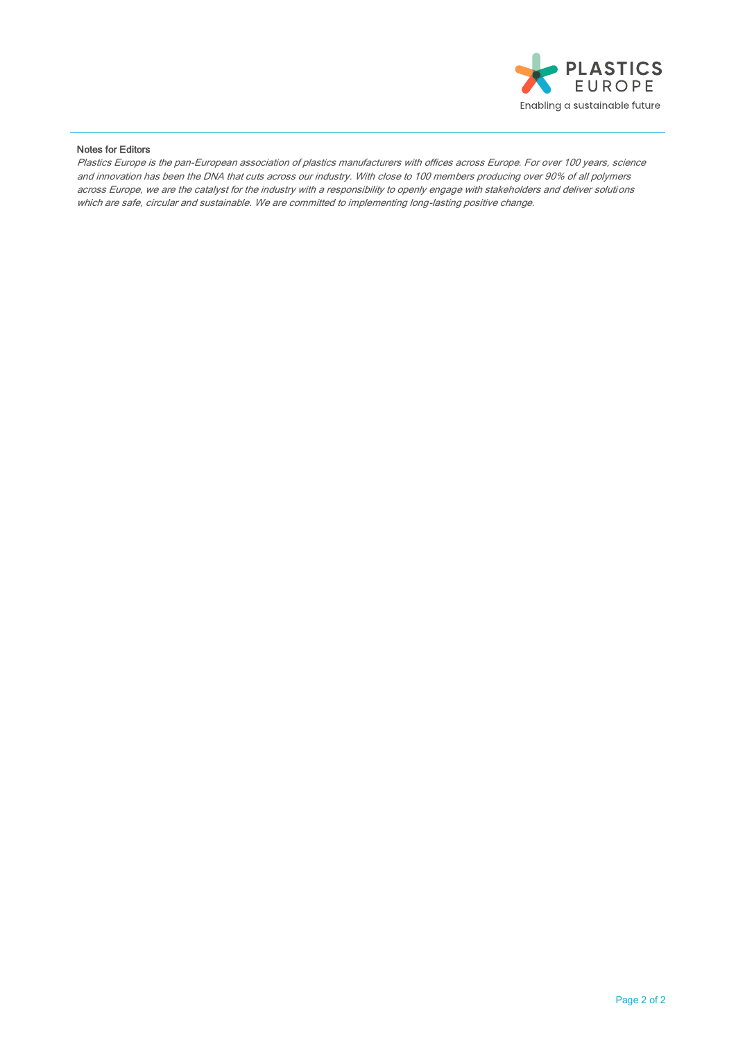Notes for Editors

*Plastics Europe is the pan-European association of plastics manufacturers with offices across Europe. For over 100 years, science and innovation has been the DNA that cuts across our industry. With close to 100 members producing over 90% of all polymers across Europe, we are the catalyst for the industry with a responsibility to openly engage with stakeholders and deliver solutions which are safe, circular and sustainable. We are committed to implementing long-lasting positive change.*